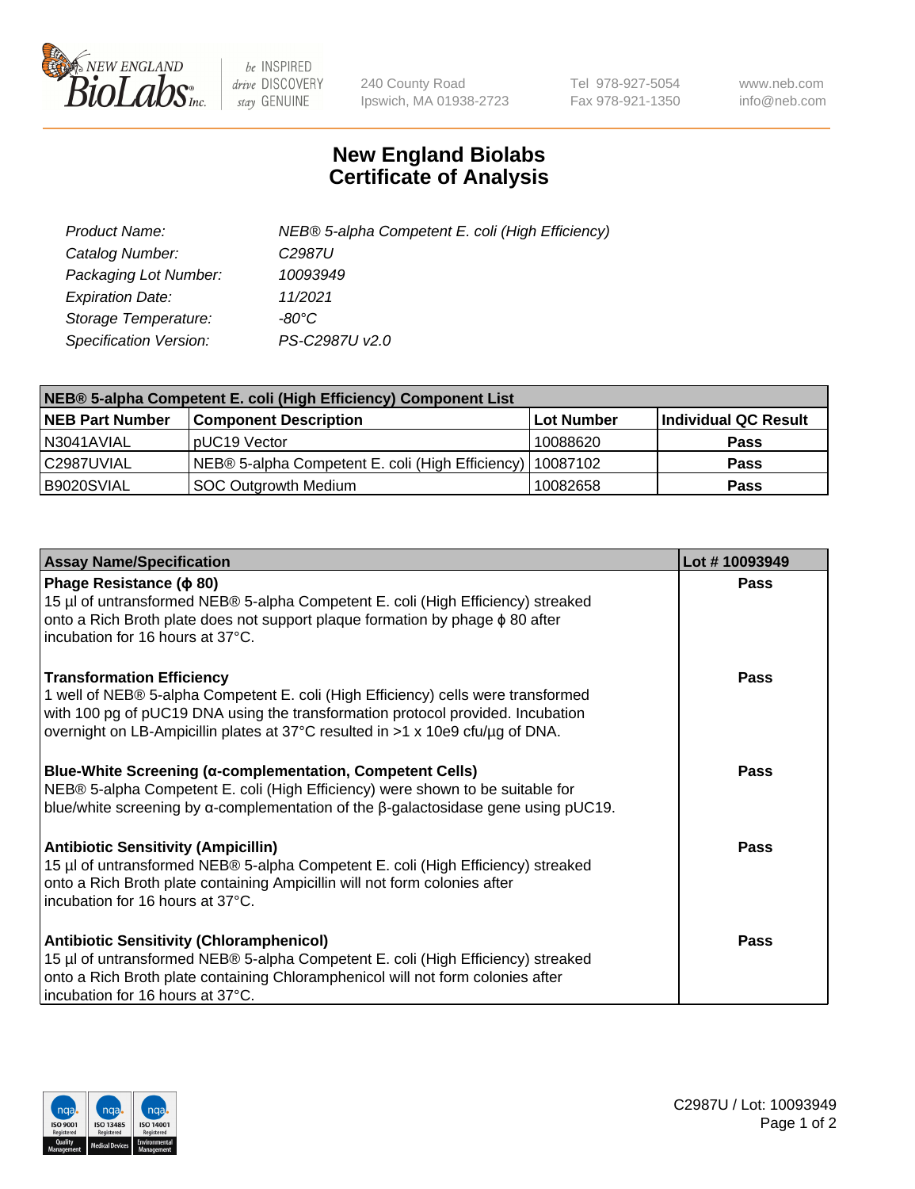# New England Biolabs
# Certificate of Analysis

| | |
|---|---|
| *Product Name:* | *NEB® 5-alpha Competent E. coli (High Efficiency)* |
| *Catalog Number:* | *C2987U* |
| *Packaging Lot Number:* | *10093949* |
| *Expiration Date:* | *11/2021* |
| *Storage Temperature:* | *-80°C* |
| *Specification Version:* | *PS-C2987U v2.0* |

| NEB® 5-alpha Competent E. coli (High Efficiency) Component List | | | |
|---|---|---|---|
| **NEB Part Number** | **Component Description** | **Lot Number** | **Individual QC Result** |
| N3041AVIAL | pUC19 Vector | 10088620 | **Pass** |
| C2987UVIAL | NEB® 5-alpha Competent E. coli (High Efficiency) | 10087102 | **Pass** |
| B9020SVIAL | SOC Outgrowth Medium | 10082658 | **Pass** |

| Assay Name/Specification | Lot # 10093949 |
|---|---|
| **Phage Resistance (ϕ 80)**<br>15 µl of untransformed NEB® 5-alpha Competent E. coli (High Efficiency) streaked onto a Rich Broth plate does not support plaque formation by phage ϕ 80 after incubation for 16 hours at 37°C. | **Pass** |
| **Transformation Efficiency**<br>1 well of NEB® 5-alpha Competent E. coli (High Efficiency) cells were transformed with 100 pg of pUC19 DNA using the transformation protocol provided. Incubation overnight on LB-Ampicillin plates at 37°C resulted in >1 x 10e9 cfu/µg of DNA. | **Pass** |
| **Blue-White Screening (α-complementation, Competent Cells)**<br>NEB® 5-alpha Competent E. coli (High Efficiency) were shown to be suitable for blue/white screening by α-complementation of the β-galactosidase gene using pUC19. | **Pass** |
| **Antibiotic Sensitivity (Ampicillin)**<br>15 µl of untransformed NEB® 5-alpha Competent E. coli (High Efficiency) streaked onto a Rich Broth plate containing Ampicillin will not form colonies after incubation for 16 hours at 37°C. | **Pass** |
| **Antibiotic Sensitivity (Chloramphenicol)**<br>15 µl of untransformed NEB® 5-alpha Competent E. coli (High Efficiency) streaked onto a Rich Broth plate containing Chloramphenicol will not form colonies after incubation for 16 hours at 37°C. | **Pass** |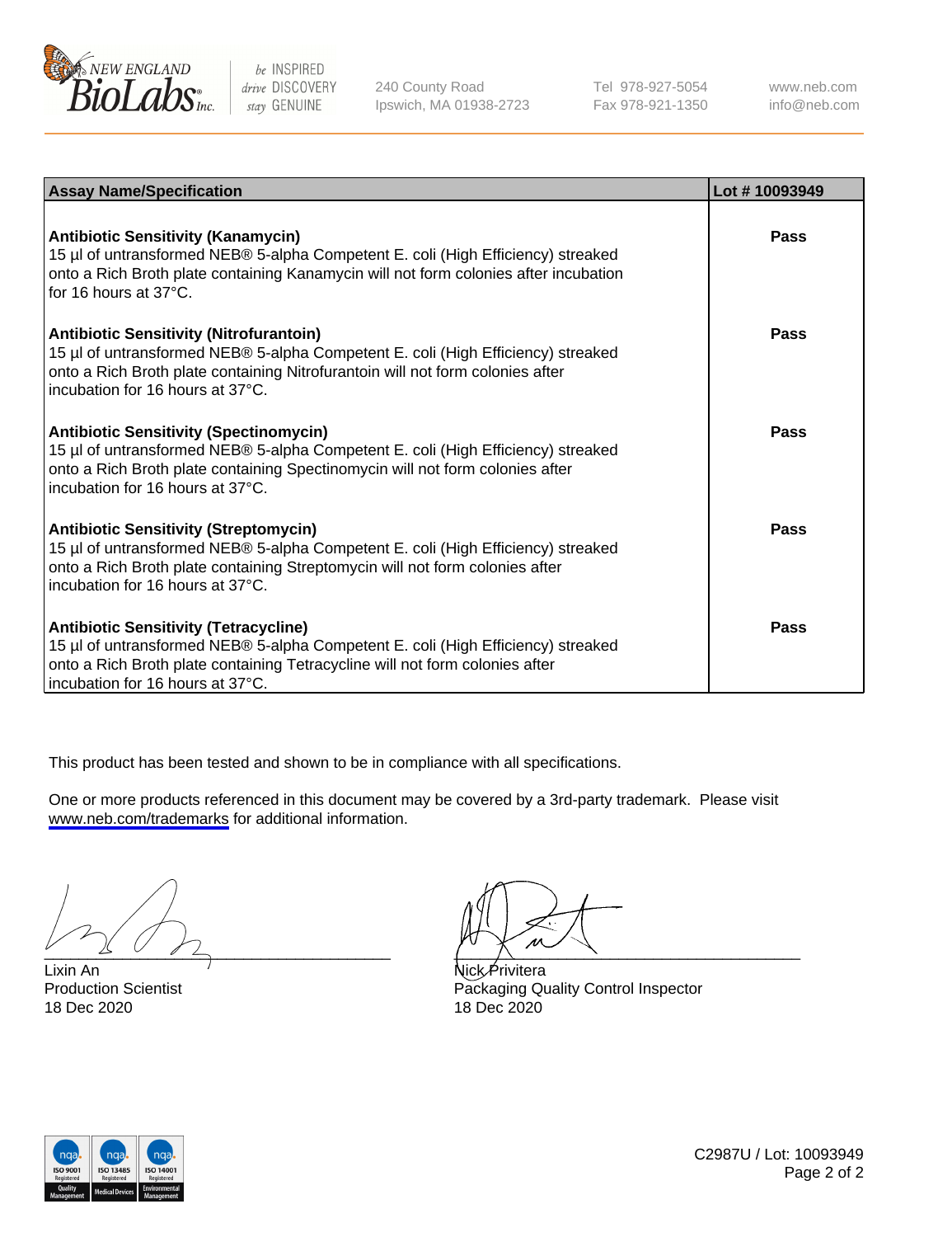| Assay Name/Specification | Lot # 10093949 |
|---|---|
| **Antibiotic Sensitivity (Kanamycin)** 15 µl of untransformed NEB® 5-alpha Competent E. coli (High Efficiency) streaked onto a Rich Broth plate containing Kanamycin will not form colonies after incubation for 16 hours at 37°C. | **Pass** |
| **Antibiotic Sensitivity (Nitrofurantoin)** 15 µl of untransformed NEB® 5-alpha Competent E. coli (High Efficiency) streaked onto a Rich Broth plate containing Nitrofurantoin will not form colonies after incubation for 16 hours at 37°C. | **Pass** |
| **Antibiotic Sensitivity (Spectinomycin)** 15 µl of untransformed NEB® 5-alpha Competent E. coli (High Efficiency) streaked onto a Rich Broth plate containing Spectinomycin will not form colonies after incubation for 16 hours at 37°C. | **Pass** |
| **Antibiotic Sensitivity (Streptomycin)** 15 µl of untransformed NEB® 5-alpha Competent E. coli (High Efficiency) streaked onto a Rich Broth plate containing Streptomycin will not form colonies after incubation for 16 hours at 37°C. | **Pass** |
| **Antibiotic Sensitivity (Tetracycline)** 15 µl of untransformed NEB® 5-alpha Competent E. coli (High Efficiency) streaked onto a Rich Broth plate containing Tetracycline will not form colonies after incubation for 16 hours at 37°C. | **Pass** |

This product has been tested and shown to be in compliance with all specifications.

One or more products referenced in this document may be covered by a 3rd-party trademark. Please visit www.neb.com/trademarks for additional information.

Lixin An
Production Scientist
18 Dec 2020

Nick Privitera
Packaging Quality Control Inspector
18 Dec 2020

C2987U / Lot: 10093949